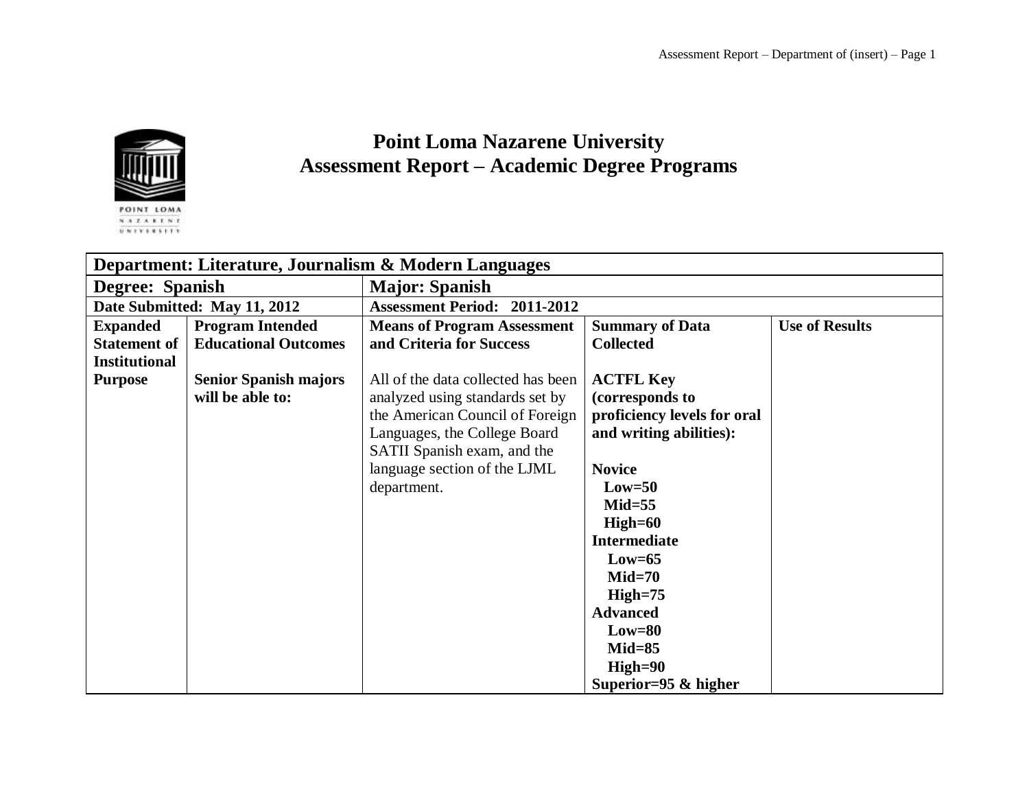# Point Loma Nazarene University
# Assessment Report – Academic Degree Programs

| Department: Literature, Journalism & Modern Languages | | | | |
|---|---|---|---|---|
| **Degree: Spanish** | | **Major: Spanish** | | |
| **Date Submitted: May 11, 2012** | | **Assessment Period: 2011-2012** | | |
| **Expanded Statement of Institutional Purpose** | **Program Intended Educational Outcomes**<br><br>**Senior Spanish majors will be able to:** | **Means of Program Assessment and Criteria for Success**<br><br>All of the data collected has been analyzed using standards set by the American Council of Foreign Languages, the College Board SATII Spanish exam, and the language section of the LJML department. | **Summary of Data Collected**<br><br>**ACTFL Key (corresponds to proficiency levels for oral and writing abilities):**<br><br>**Novice**<br>**Low=50**<br>**Mid=55**<br>**High=60**<br>**Intermediate**<br>**Low=65**<br>**Mid=70**<br>**High=75**<br>**Advanced**<br>**Low=80**<br>**Mid=85**<br>**High=90**<br>**Superior=95 & higher** | **Use of Results** |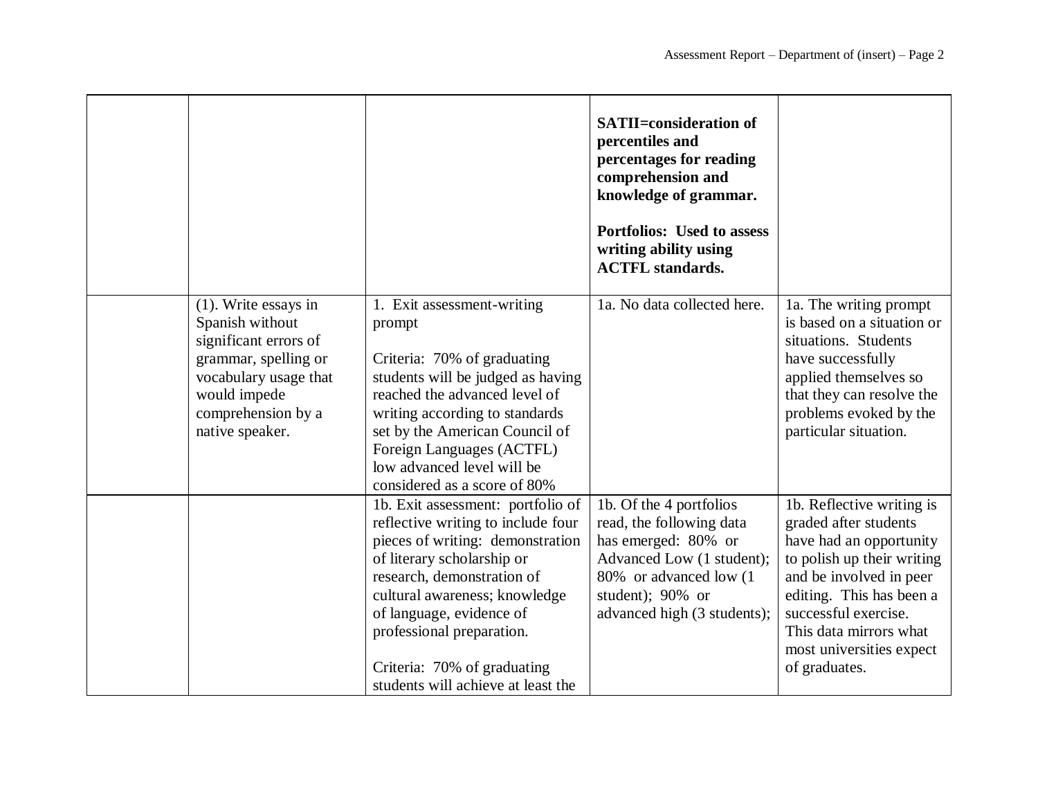| | | | | |
|---|---|---|---|---|
| | | | **SATII=consideration of percentiles and percentages for reading comprehension and knowledge of grammar.**<br><br>**Portfolios: Used to assess writing ability using ACTFL standards.** | |
| | (1). Write essays in Spanish without significant errors of grammar, spelling or vocabulary usage that would impede comprehension by a native speaker. | 1. Exit assessment-writing prompt<br><br>Criteria: 70% of graduating students will be judged as having reached the advanced level of writing according to standards set by the American Council of Foreign Languages (ACTFL) low advanced level will be considered as a score of 80% | 1a. No data collected here. | 1a. The writing prompt is based on a situation or situations. Students have successfully applied themselves so that they can resolve the problems evoked by the particular situation. |
| | | 1b. Exit assessment: portfolio of reflective writing to include four pieces of writing: demonstration of literary scholarship or research, demonstration of cultural awareness; knowledge of language, evidence of professional preparation.<br><br>Criteria: 70% of graduating students will achieve at least the | 1b. Of the 4 portfolios read, the following data has emerged: 80% or Advanced Low (1 student); 80% or advanced low (1 student); 90% or advanced high (3 students); | 1b. Reflective writing is graded after students have had an opportunity to polish up their writing and be involved in peer editing. This has been a successful exercise. This data mirrors what most universities expect of graduates. |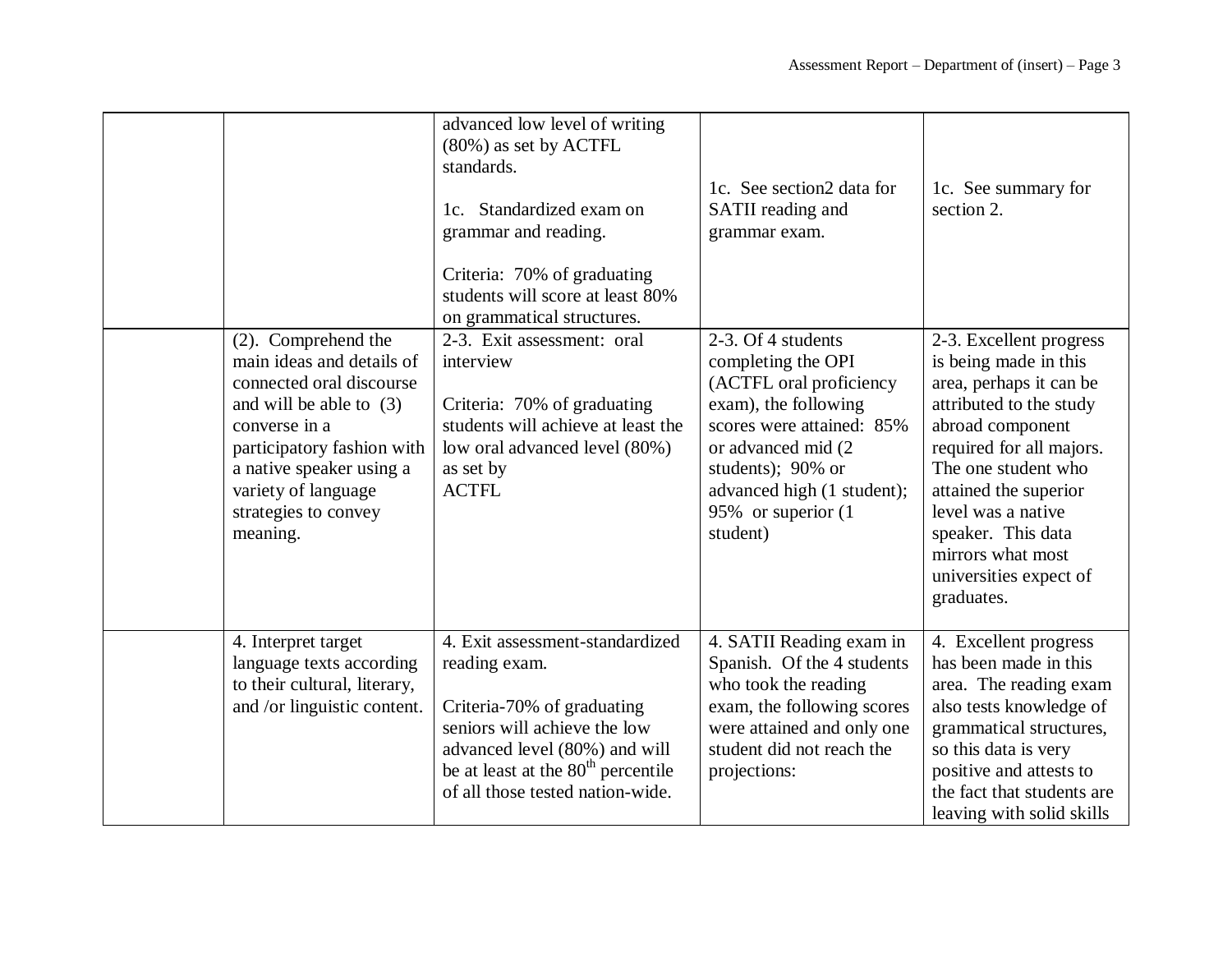| | | | | |
|---|---|---|---|---|
| | | advanced low level of writing (80%) as set by ACTFL standards.<br><br>1c. Standardized exam on grammar and reading.<br><br>Criteria: 70% of graduating students will score at least 80% on grammatical structures. | 1c. See section2 data for SATII reading and grammar exam. | 1c. See summary for section 2. |
| | (2). Comprehend the main ideas and details of connected oral discourse and will be able to (3) converse in a participatory fashion with a native speaker using a variety of language strategies to convey meaning. | 2-3. Exit assessment: oral interview<br><br>Criteria: 70% of graduating students will achieve at least the low oral advanced level (80%) as set by ACTFL | 2-3. Of 4 students completing the OPI (ACTFL oral proficiency exam), the following scores were attained: 85% or advanced mid (2 students); 90% or advanced high (1 student); 95% or superior (1 student) | 2-3. Excellent progress is being made in this area, perhaps it can be attributed to the study abroad component required for all majors. The one student who attained the superior level was a native speaker. This data mirrors what most universities expect of graduates. |
| | 4. Interpret target language texts according to their cultural, literary, and /or linguistic content. | 4. Exit assessment-standardized reading exam.<br><br>Criteria-70% of graduating seniors will achieve the low advanced level (80%) and will be at least at the 80th percentile of all those tested nation-wide. | 4. SATII Reading exam in Spanish. Of the 4 students who took the reading exam, the following scores were attained and only one student did not reach the projections: | 4. Excellent progress has been made in this area. The reading exam also tests knowledge of grammatical structures, so this data is very positive and attests to the fact that students are leaving with solid skills |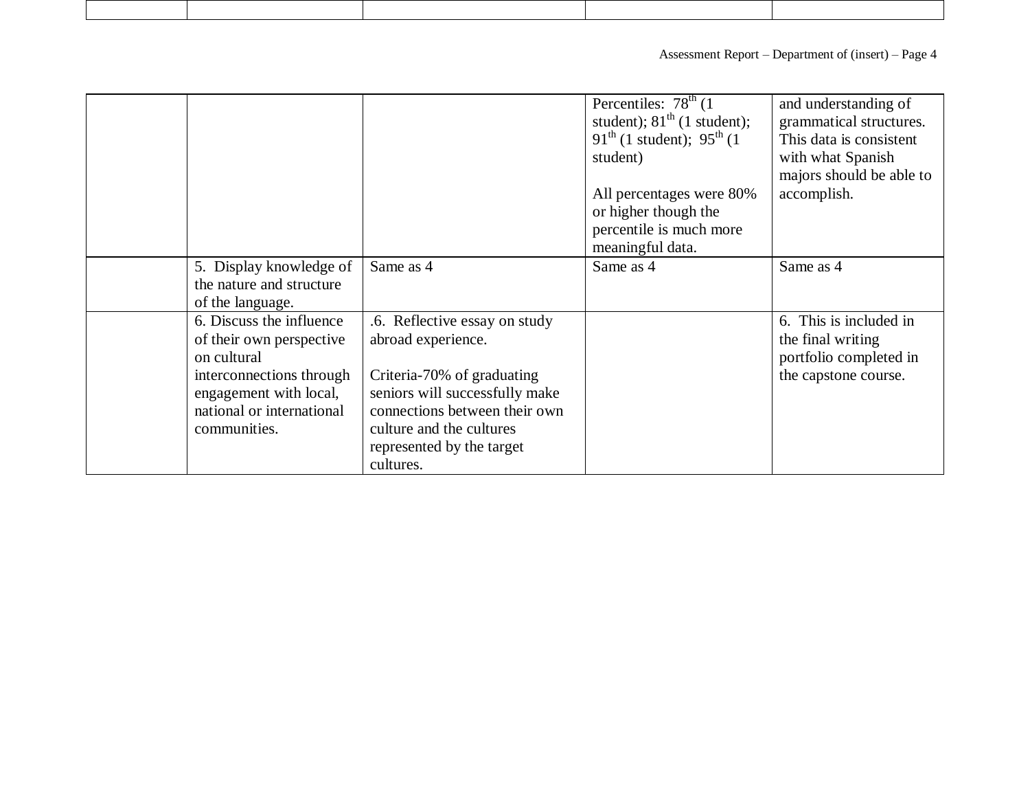| | | | | |
|---|---|---|---|---|
| | | | Percentiles: 78th (1 student); 81th (1 student); 91th (1 student); 95th (1 student)<br><br>All percentages were 80% or higher though the percentile is much more meaningful data. | and understanding of grammatical structures. This data is consistent with what Spanish majors should be able to accomplish. |
| | 5. Display knowledge of the nature and structure of the language. | Same as 4 | Same as 4 | Same as 4 |
| | 6. Discuss the influence of their own perspective on cultural interconnections through engagement with local, national or international communities. | .6. Reflective essay on study abroad experience.<br><br>Criteria-70% of graduating seniors will successfully make connections between their own culture and the cultures represented by the target cultures. | | 6. This is included in the final writing portfolio completed in the capstone course. |